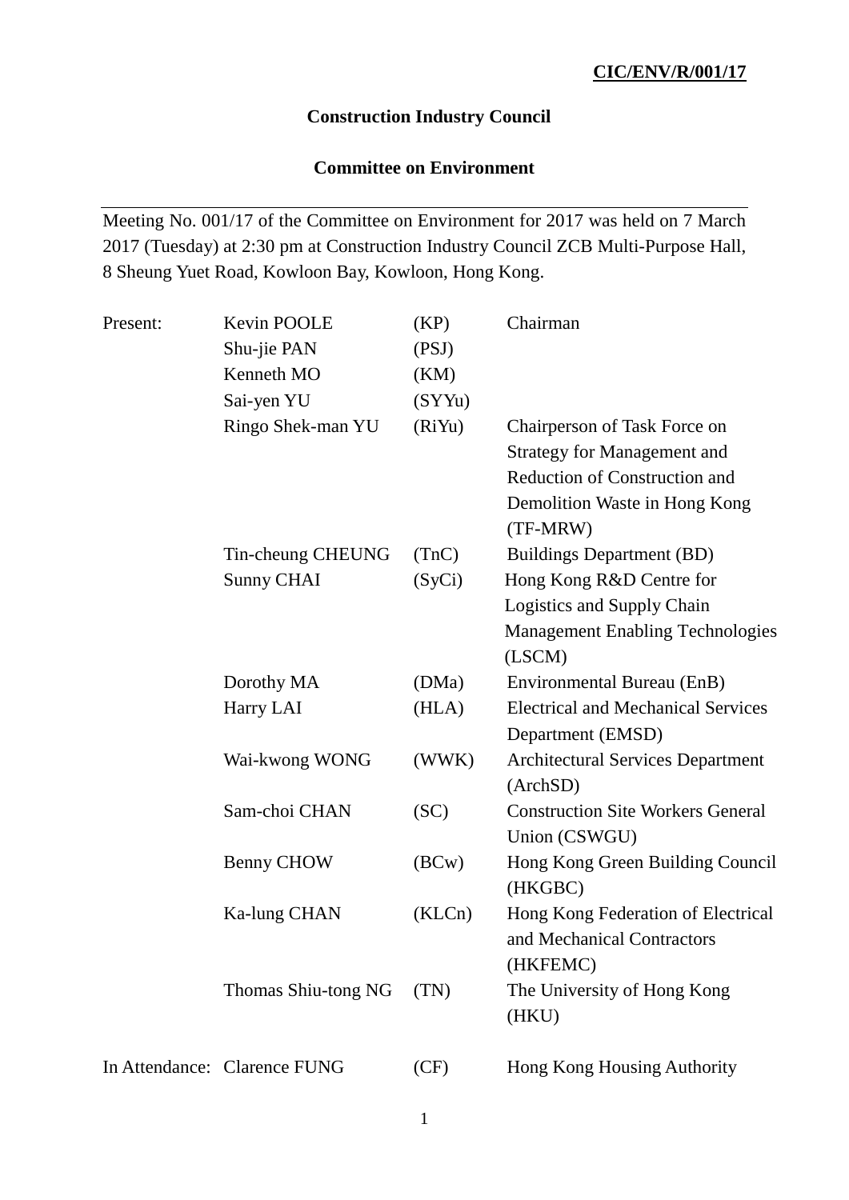**CIC/ENV/R/001/17**

# Construction Industry Council

## Committee on Environment

---

Meeting No. 001/17 of the Committee on Environment for 2017 was held on 7 March 2017 (Tuesday) at 2:30 pm at Construction Industry Council ZCB Multi-Purpose Hall, 8 Sheung Yuet Road, Kowloon Bay, Kowloon, Hong Kong.

| | | | |
|---|---|---|---|
| Present: | Kevin POOLE | (KP) | Chairman |
| | Shu-jie PAN | (PSJ) | |
| | Kenneth MO | (KM) | |
| | Sai-yen YU | (SYYu) | |
| | Ringo Shek-man YU | (RiYu) | Chairperson of Task Force on Strategy for Management and Reduction of Construction and Demolition Waste in Hong Kong (TF-MRW) |
| | Tin-cheung CHEUNG | (TnC) | Buildings Department (BD) |
| | Sunny CHAI | (SyCi) | Hong Kong R&D Centre for Logistics and Supply Chain Management Enabling Technologies (LSCM) |
| | Dorothy MA | (DMa) | Environmental Bureau (EnB) |
| | Harry LAI | (HLA) | Electrical and Mechanical Services Department (EMSD) |
| | Wai-kwong WONG | (WWK) | Architectural Services Department (ArchSD) |
| | Sam-choi CHAN | (SC) | Construction Site Workers General Union (CSWGU) |
| | Benny CHOW | (BCw) | Hong Kong Green Building Council (HKGBC) |
| | Ka-lung CHAN | (KLCn) | Hong Kong Federation of Electrical and Mechanical Contractors (HKFEMC) |
| | Thomas Shiu-tong NG | (TN) | The University of Hong Kong (HKU) |
| In Attendance: | Clarence FUNG | (CF) | Hong Kong Housing Authority |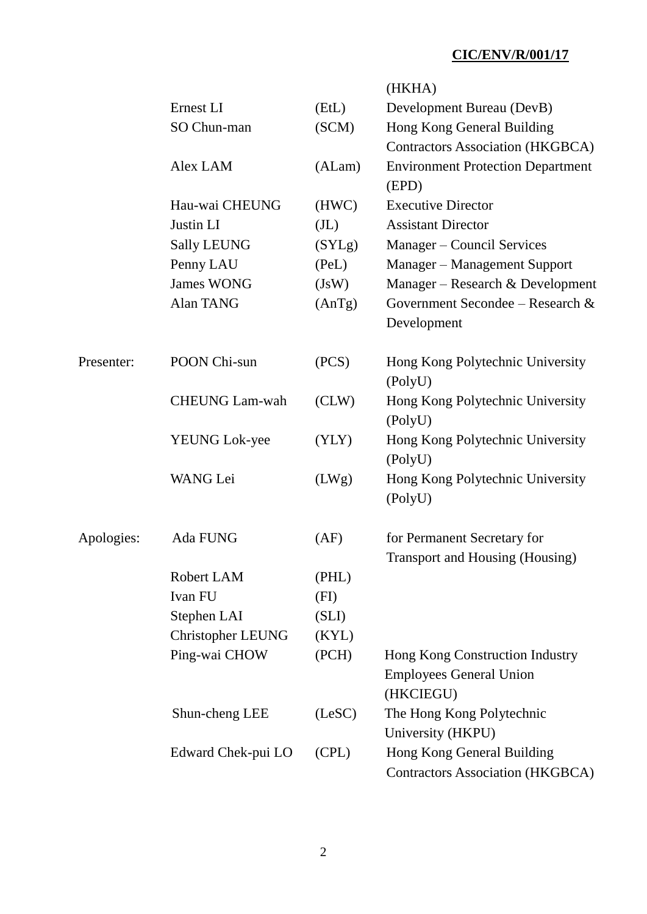| | | | |
|---|---|---|---|
| | | | (HKHA) |
| | Ernest LI | (EtL) | Development Bureau (DevB) |
| | SO Chun-man | (SCM) | Hong Kong General Building Contractors Association (HKGBCA) |
| | Alex LAM | (ALam) | Environment Protection Department (EPD) |
| | Hau-wai CHEUNG | (HWC) | Executive Director |
| | Justin LI | (JL) | Assistant Director |
| | Sally LEUNG | (SYLg) | Manager – Council Services |
| | Penny LAU | (PeL) | Manager – Management Support |
| | James WONG | (JsW) | Manager – Research & Development |
| | Alan TANG | (AnTg) | Government Secondee – Research & Development |
| Presenter: | POON Chi-sun | (PCS) | Hong Kong Polytechnic University (PolyU) |
| | CHEUNG Lam-wah | (CLW) | Hong Kong Polytechnic University (PolyU) |
| | YEUNG Lok-yee | (YLY) | Hong Kong Polytechnic University (PolyU) |
| | WANG Lei | (LWg) | Hong Kong Polytechnic University (PolyU) |
| Apologies: | Ada FUNG | (AF) | for Permanent Secretary for Transport and Housing (Housing) |
| | Robert LAM | (PHL) | |
| | Ivan FU | (FI) | |
| | Stephen LAI | (SLI) | |
| | Christopher LEUNG | (KYL) | |
| | Ping-wai CHOW | (PCH) | Hong Kong Construction Industry Employees General Union (HKCIEGU) |
| | Shun-cheng LEE | (LeSC) | The Hong Kong Polytechnic University (HKPU) |
| | Edward Chek-pui LO | (CPL) | Hong Kong General Building Contractors Association (HKGBCA) |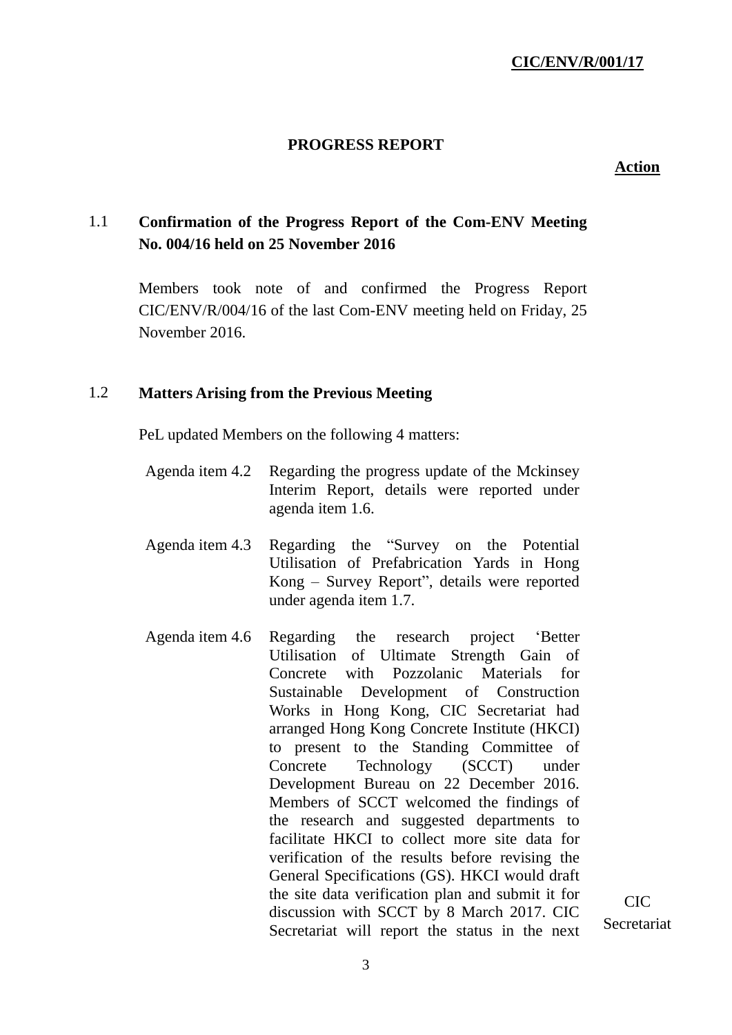**CIC/ENV/R/001/17**

## PROGRESS REPORT

**Action**

### 1.1 Confirmation of the Progress Report of the Com-ENV Meeting No. 004/16 held on 25 November 2016

Members took note of and confirmed the Progress Report CIC/ENV/R/004/16 of the last Com-ENV meeting held on Friday, 25 November 2016.

### 1.2 Matters Arising from the Previous Meeting

PeL updated Members on the following 4 matters:

| | | |
|---|---|---|
| Agenda item 4.2 | Regarding the progress update of the Mckinsey Interim Report, details were reported under agenda item 1.6. | |
| Agenda item 4.3 | Regarding the "Survey on the Potential Utilisation of Prefabrication Yards in Hong Kong – Survey Report", details were reported under agenda item 1.7. | |
| Agenda item 4.6 | Regarding the research project 'Better Utilisation of Ultimate Strength Gain of Concrete with Pozzolanic Materials for Sustainable Development of Construction Works in Hong Kong, CIC Secretariat had arranged Hong Kong Concrete Institute (HKCI) to present to the Standing Committee of Concrete Technology (SCCT) under Development Bureau on 22 December 2016. Members of SCCT welcomed the findings of the research and suggested departments to facilitate HKCI to collect more site data for verification of the results before revising the General Specifications (GS). HKCI would draft the site data verification plan and submit it for discussion with SCCT by 8 March 2017. CIC Secretariat will report the status in the next | CIC Secretariat |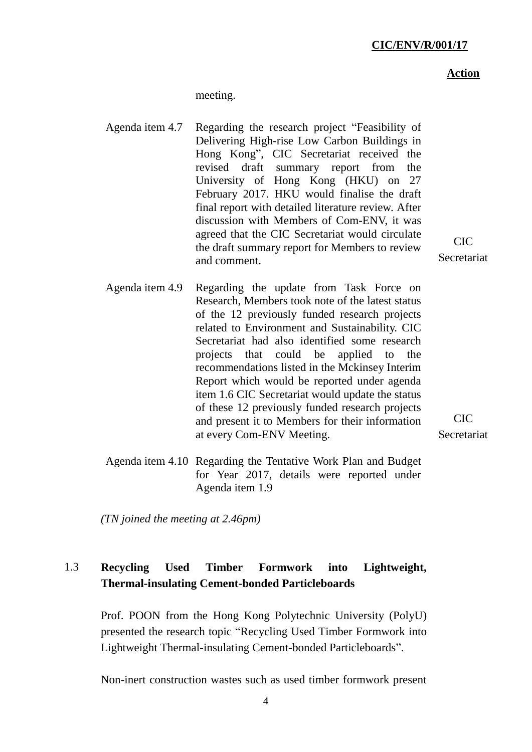**Action**

meeting.

| | | |
|---|---|---|
| Agenda item 4.7 | Regarding the research project "Feasibility of Delivering High-rise Low Carbon Buildings in Hong Kong", CIC Secretariat received the revised draft summary report from the University of Hong Kong (HKU) on 27 February 2017. HKU would finalise the draft final report with detailed literature review. After discussion with Members of Com-ENV, it was agreed that the CIC Secretariat would circulate the draft summary report for Members to review and comment. | CIC Secretariat |
| Agenda item 4.9 | Regarding the update from Task Force on Research, Members took note of the latest status of the 12 previously funded research projects related to Environment and Sustainability. CIC Secretariat had also identified some research projects that could be applied to the recommendations listed in the Mckinsey Interim Report which would be reported under agenda item 1.6 CIC Secretariat would update the status of these 12 previously funded research projects and present it to Members for their information at every Com-ENV Meeting. | CIC Secretariat |
| Agenda item 4.10 | Regarding the Tentative Work Plan and Budget for Year 2017, details were reported under Agenda item 1.9 | |

*(TN joined the meeting at 2.46pm)*

## 1.3 Recycling Used Timber Formwork into Lightweight, Thermal-insulating Cement-bonded Particleboards

Prof. POON from the Hong Kong Polytechnic University (PolyU) presented the research topic "Recycling Used Timber Formwork into Lightweight Thermal-insulating Cement-bonded Particleboards".

Non-inert construction wastes such as used timber formwork present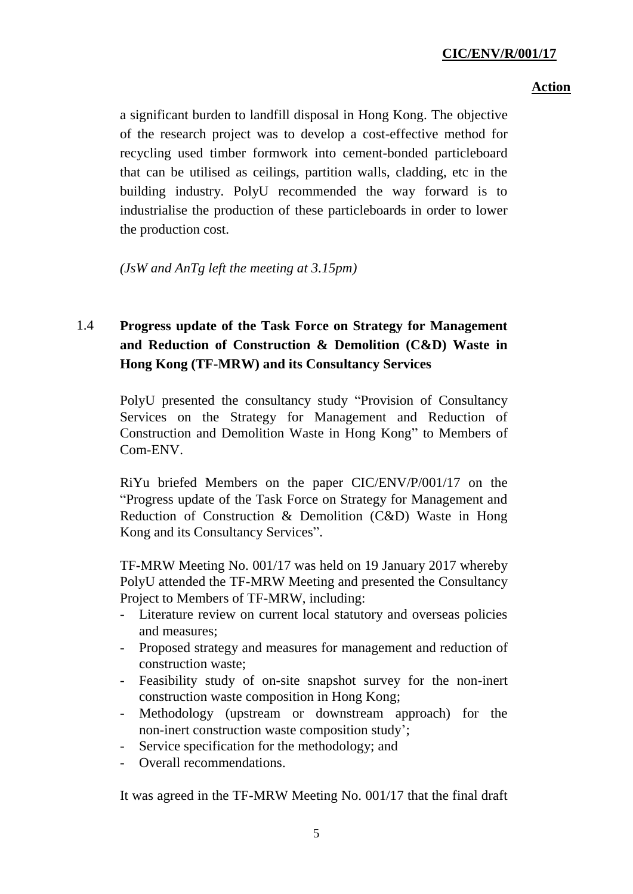a significant burden to landfill disposal in Hong Kong. The objective of the research project was to develop a cost-effective method for recycling used timber formwork into cement-bonded particleboard that can be utilised as ceilings, partition walls, cladding, etc in the building industry. PolyU recommended the way forward is to industrialise the production of these particleboards in order to lower the production cost.

*(JsW and AnTg left the meeting at 3.15pm)*

## 1.4 Progress update of the Task Force on Strategy for Management and Reduction of Construction & Demolition (C&D) Waste in Hong Kong (TF-MRW) and its Consultancy Services

PolyU presented the consultancy study "Provision of Consultancy Services on the Strategy for Management and Reduction of Construction and Demolition Waste in Hong Kong" to Members of Com-ENV.

RiYu briefed Members on the paper CIC/ENV/P/001/17 on the "Progress update of the Task Force on Strategy for Management and Reduction of Construction & Demolition (C&D) Waste in Hong Kong and its Consultancy Services".

TF-MRW Meeting No. 001/17 was held on 19 January 2017 whereby PolyU attended the TF-MRW Meeting and presented the Consultancy Project to Members of TF-MRW, including:

- Literature review on current local statutory and overseas policies and measures;
- Proposed strategy and measures for management and reduction of construction waste;
- Feasibility study of on-site snapshot survey for the non-inert construction waste composition in Hong Kong;
- Methodology (upstream or downstream approach) for the non-inert construction waste composition study';
- Service specification for the methodology; and
- Overall recommendations.

It was agreed in the TF-MRW Meeting No. 001/17 that the final draft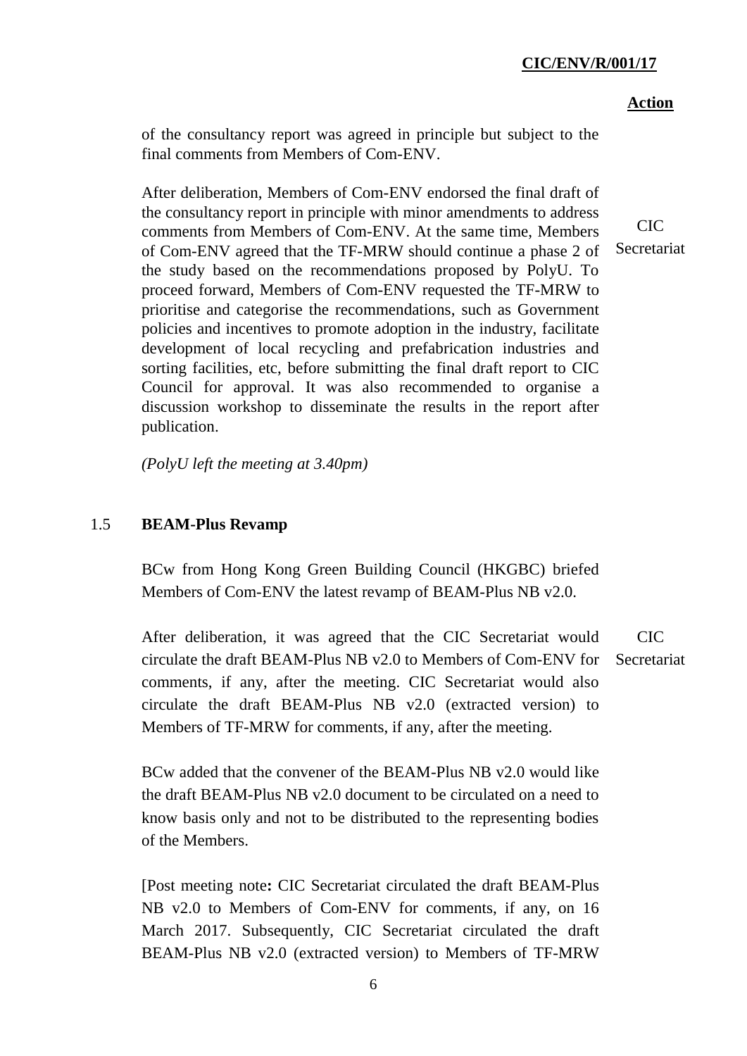**Action**

of the consultancy report was agreed in principle but subject to the final comments from Members of Com-ENV.

After deliberation, Members of Com-ENV endorsed the final draft of the consultancy report in principle with minor amendments to address comments from Members of Com-ENV. At the same time, Members of Com-ENV agreed that the TF-MRW should continue a phase 2 of the study based on the recommendations proposed by PolyU. To proceed forward, Members of Com-ENV requested the TF-MRW to prioritise and categorise the recommendations, such as Government policies and incentives to promote adoption in the industry, facilitate development of local recycling and prefabrication industries and sorting facilities, etc, before submitting the final draft report to CIC Council for approval. It was also recommended to organise a discussion workshop to disseminate the results in the report after publication. — CIC Secretariat

*(PolyU left the meeting at 3.40pm)*

## 1.5 **BEAM-Plus Revamp**

BCw from Hong Kong Green Building Council (HKGBC) briefed Members of Com-ENV the latest revamp of BEAM-Plus NB v2.0.

After deliberation, it was agreed that the CIC Secretariat would circulate the draft BEAM-Plus NB v2.0 to Members of Com-ENV for comments, if any, after the meeting. CIC Secretariat would also circulate the draft BEAM-Plus NB v2.0 (extracted version) to Members of TF-MRW for comments, if any, after the meeting. — CIC Secretariat

BCw added that the convener of the BEAM-Plus NB v2.0 would like the draft BEAM-Plus NB v2.0 document to be circulated on a need to know basis only and not to be distributed to the representing bodies of the Members.

[Post meeting note**:** CIC Secretariat circulated the draft BEAM-Plus NB v2.0 to Members of Com-ENV for comments, if any, on 16 March 2017. Subsequently, CIC Secretariat circulated the draft BEAM-Plus NB v2.0 (extracted version) to Members of TF-MRW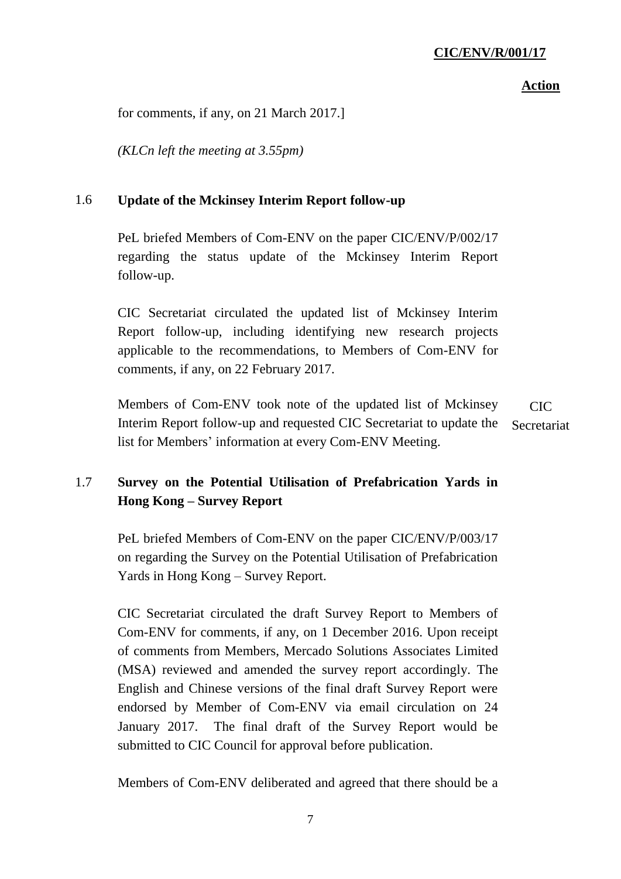**Action**

for comments, if any, on 21 March 2017.]

*(KLCn left the meeting at 3.55pm)*

### 1.6 Update of the Mckinsey Interim Report follow-up

PeL briefed Members of Com-ENV on the paper CIC/ENV/P/002/17 regarding the status update of the Mckinsey Interim Report follow-up.

CIC Secretariat circulated the updated list of Mckinsey Interim Report follow-up, including identifying new research projects applicable to the recommendations, to Members of Com-ENV for comments, if any, on 22 February 2017.

Members of Com-ENV took note of the updated list of Mckinsey Interim Report follow-up and requested CIC Secretariat to update the list for Members' information at every Com-ENV Meeting. **CIC Secretariat**

### 1.7 Survey on the Potential Utilisation of Prefabrication Yards in Hong Kong – Survey Report

PeL briefed Members of Com-ENV on the paper CIC/ENV/P/003/17 on regarding the Survey on the Potential Utilisation of Prefabrication Yards in Hong Kong – Survey Report.

CIC Secretariat circulated the draft Survey Report to Members of Com-ENV for comments, if any, on 1 December 2016. Upon receipt of comments from Members, Mercado Solutions Associates Limited (MSA) reviewed and amended the survey report accordingly. The English and Chinese versions of the final draft Survey Report were endorsed by Member of Com-ENV via email circulation on 24 January 2017. The final draft of the Survey Report would be submitted to CIC Council for approval before publication.

Members of Com-ENV deliberated and agreed that there should be a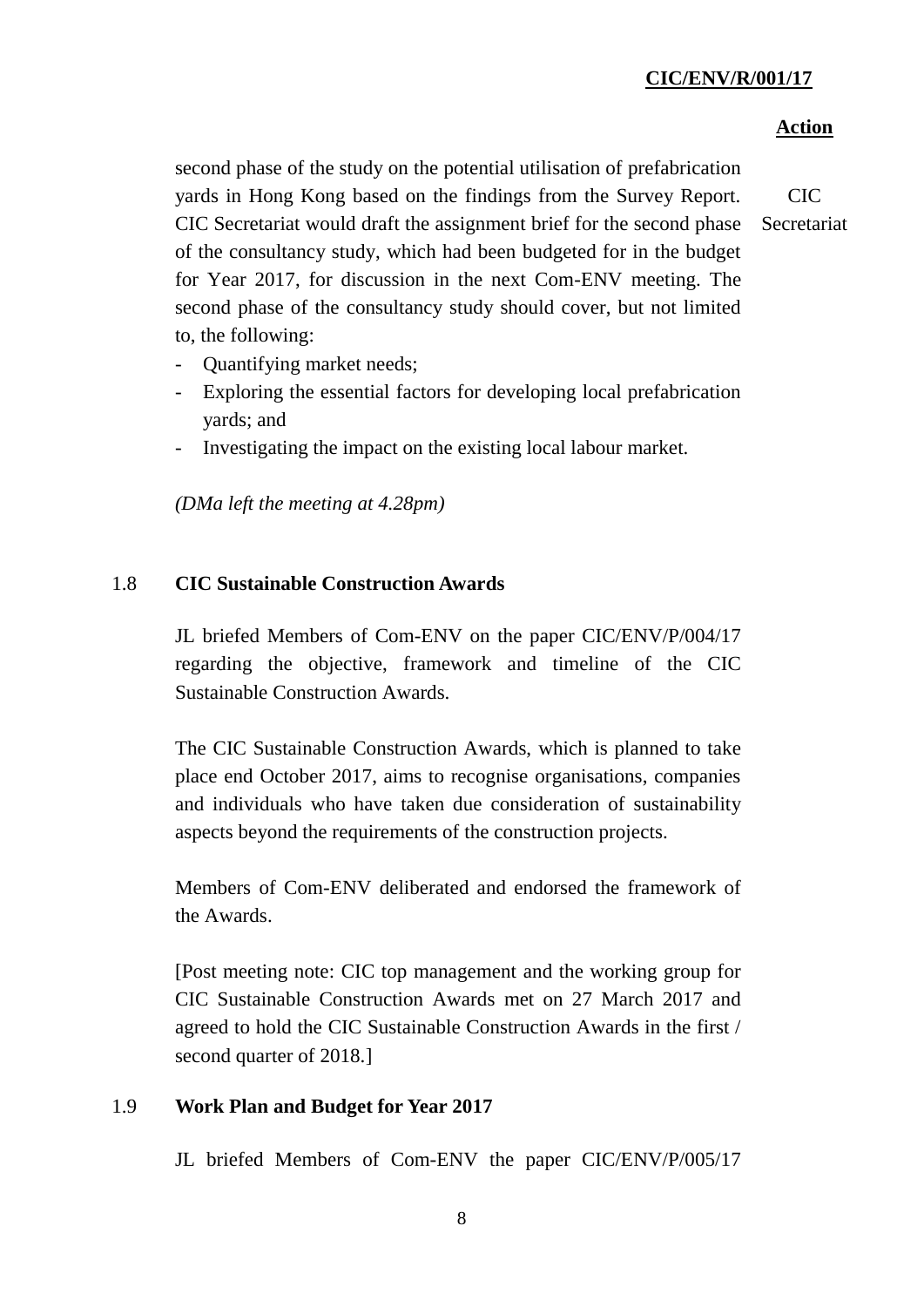**Action**

second phase of the study on the potential utilisation of prefabrication yards in Hong Kong based on the findings from the Survey Report. CIC Secretariat would draft the assignment brief for the second phase of the consultancy study, which had been budgeted for in the budget for Year 2017, for discussion in the next Com-ENV meeting. The second phase of the consultancy study should cover, but not limited to, the following: — **CIC Secretariat**

- Quantifying market needs;
- Exploring the essential factors for developing local prefabrication yards; and
- Investigating the impact on the existing local labour market.

*(DMa left the meeting at 4.28pm)*

## 1.8 CIC Sustainable Construction Awards

JL briefed Members of Com-ENV on the paper CIC/ENV/P/004/17 regarding the objective, framework and timeline of the CIC Sustainable Construction Awards.

The CIC Sustainable Construction Awards, which is planned to take place end October 2017, aims to recognise organisations, companies and individuals who have taken due consideration of sustainability aspects beyond the requirements of the construction projects.

Members of Com-ENV deliberated and endorsed the framework of the Awards.

[Post meeting note: CIC top management and the working group for CIC Sustainable Construction Awards met on 27 March 2017 and agreed to hold the CIC Sustainable Construction Awards in the first / second quarter of 2018.]

## 1.9 Work Plan and Budget for Year 2017

JL briefed Members of Com-ENV the paper CIC/ENV/P/005/17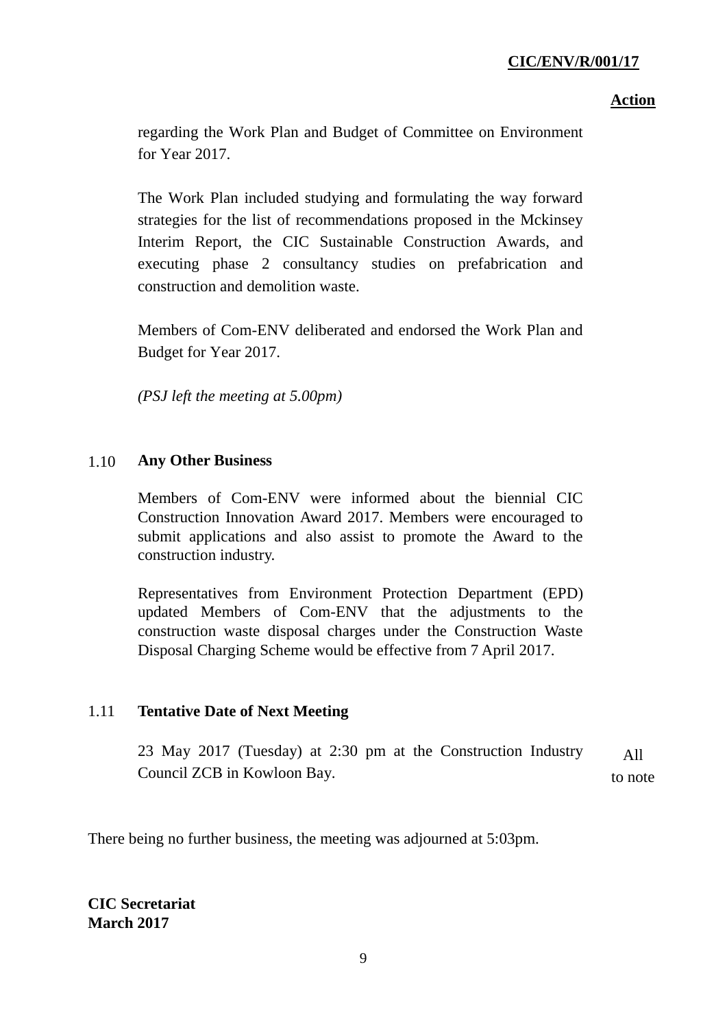**Action**

regarding the Work Plan and Budget of Committee on Environment for Year 2017.

The Work Plan included studying and formulating the way forward strategies for the list of recommendations proposed in the Mckinsey Interim Report, the CIC Sustainable Construction Awards, and executing phase 2 consultancy studies on prefabrication and construction and demolition waste.

Members of Com-ENV deliberated and endorsed the Work Plan and Budget for Year 2017.

*(PSJ left the meeting at 5.00pm)*

1.10 **Any Other Business**

Members of Com-ENV were informed about the biennial CIC Construction Innovation Award 2017. Members were encouraged to submit applications and also assist to promote the Award to the construction industry.

Representatives from Environment Protection Department (EPD) updated Members of Com-ENV that the adjustments to the construction waste disposal charges under the Construction Waste Disposal Charging Scheme would be effective from 7 April 2017.

1.11 **Tentative Date of Next Meeting**

23 May 2017 (Tuesday) at 2:30 pm at the Construction Industry Council ZCB in Kowloon Bay. — All to note

There being no further business, the meeting was adjourned at 5:03pm.

**CIC Secretariat**
**March 2017**